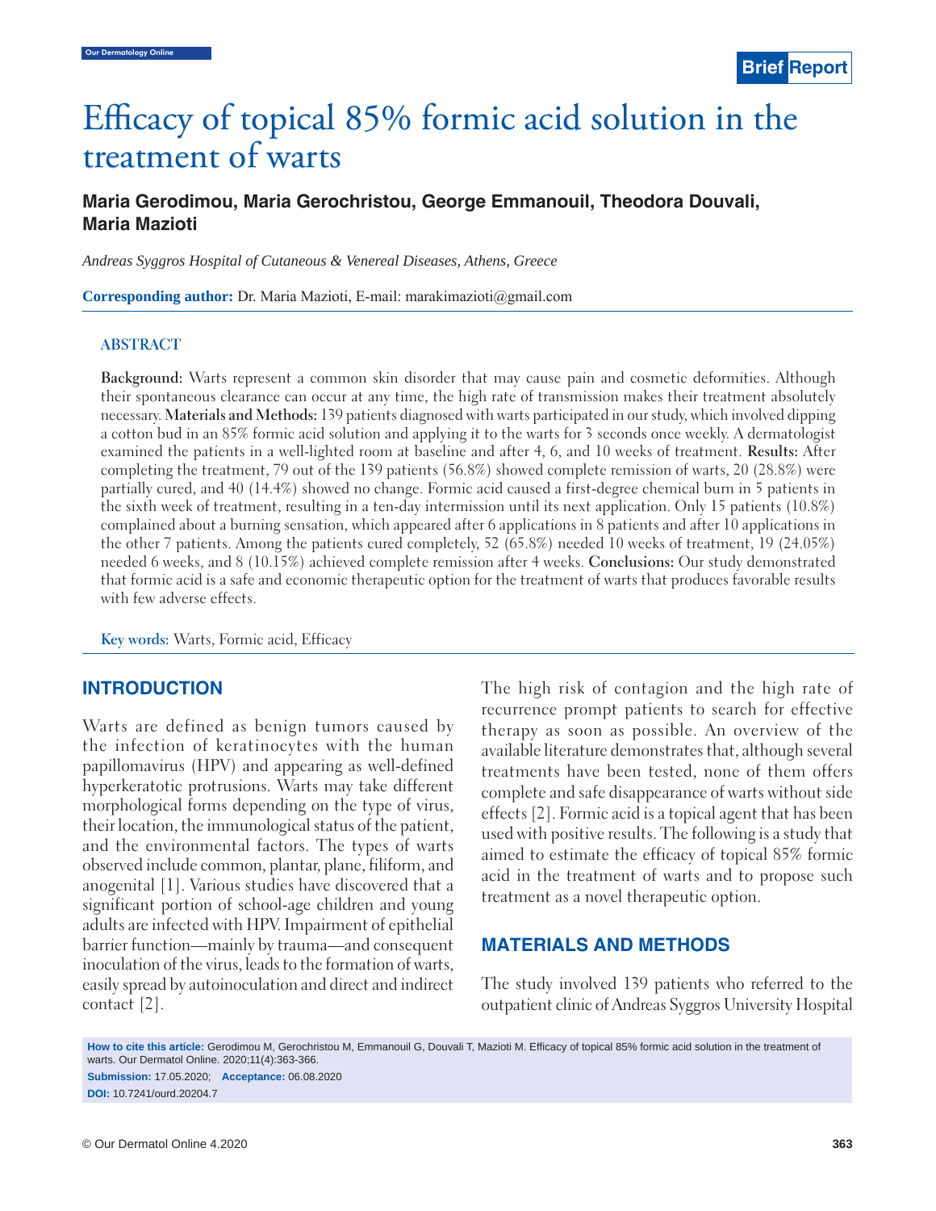Brief Report

# Efficacy of topical 85% formic acid solution in the treatment of warts

**Maria Gerodimou, Maria Gerochristou, George Emmanouil, Theodora Douvali, Maria Mazioti**

*Andreas Syggros Hospital of Cutaneous & Venereal Diseases, Athens, Greece*

**Corresponding author:** Dr. Maria Mazioti, E-mail: marakimazioti@gmail.com

## ABSTRACT

**Background:** Warts represent a common skin disorder that may cause pain and cosmetic deformities. Although their spontaneous clearance can occur at any time, the high rate of transmission makes their treatment absolutely necessary. **Materials and Methods:** 139 patients diagnosed with warts participated in our study, which involved dipping a cotton bud in an 85% formic acid solution and applying it to the warts for 3 seconds once weekly. A dermatologist examined the patients in a well-lighted room at baseline and after 4, 6, and 10 weeks of treatment. **Results:** After completing the treatment, 79 out of the 139 patients (56.8%) showed complete remission of warts, 20 (28.8%) were partially cured, and 40 (14.4%) showed no change. Formic acid caused a first-degree chemical burn in 5 patients in the sixth week of treatment, resulting in a ten-day intermission until its next application. Only 15 patients (10.8%) complained about a burning sensation, which appeared after 6 applications in 8 patients and after 10 applications in the other 7 patients. Among the patients cured completely, 52 (65.8%) needed 10 weeks of treatment, 19 (24.05%) needed 6 weeks, and 8 (10.15%) achieved complete remission after 4 weeks. **Conclusions:** Our study demonstrated that formic acid is a safe and economic therapeutic option for the treatment of warts that produces favorable results with few adverse effects.

**Key words:** Warts, Formic acid, Efficacy

## INTRODUCTION

Warts are defined as benign tumors caused by the infection of keratinocytes with the human papillomavirus (HPV) and appearing as well-defined hyperkeratotic protrusions. Warts may take different morphological forms depending on the type of virus, their location, the immunological status of the patient, and the environmental factors. The types of warts observed include common, plantar, plane, filiform, and anogenital [1]. Various studies have discovered that a significant portion of school-age children and young adults are infected with HPV. Impairment of epithelial barrier function—mainly by trauma—and consequent inoculation of the virus, leads to the formation of warts, easily spread by autoinoculation and direct and indirect contact [2].

The high risk of contagion and the high rate of recurrence prompt patients to search for effective therapy as soon as possible. An overview of the available literature demonstrates that, although several treatments have been tested, none of them offers complete and safe disappearance of warts without side effects [2]. Formic acid is a topical agent that has been used with positive results. The following is a study that aimed to estimate the efficacy of topical 85% formic acid in the treatment of warts and to propose such treatment as a novel therapeutic option.

## MATERIALS AND METHODS

The study involved 139 patients who referred to the outpatient clinic of Andreas Syggros University Hospital

**How to cite this article:** Gerodimou M, Gerochristou M, Emmanouil G, Douvali T, Mazioti M. Efficacy of topical 85% formic acid solution in the treatment of warts. Our Dermatol Online. 2020;11(4):363-366.

**Submission:** 17.05.2020; **Acceptance:** 06.08.2020

**DOI:** 10.7241/ourd.20204.7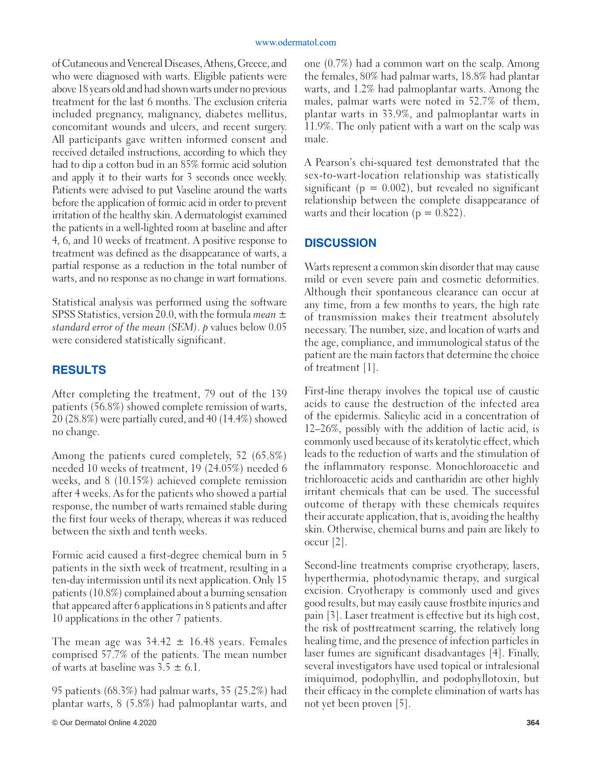of Cutaneous and Venereal Diseases, Athens, Greece, and who were diagnosed with warts. Eligible patients were above 18 years old and had shown warts under no previous treatment for the last 6 months. The exclusion criteria included pregnancy, malignancy, diabetes mellitus, concomitant wounds and ulcers, and recent surgery. All participants gave written informed consent and received detailed instructions, according to which they had to dip a cotton bud in an 85% formic acid solution and apply it to their warts for 3 seconds once weekly. Patients were advised to put Vaseline around the warts before the application of formic acid in order to prevent irritation of the healthy skin. A dermatologist examined the patients in a well-lighted room at baseline and after 4, 6, and 10 weeks of treatment. A positive response to treatment was defined as the disappearance of warts, a partial response as a reduction in the total number of warts, and no response as no change in wart formations.

Statistical analysis was performed using the software SPSS Statistics, version 20.0, with the formula *mean ± standard error of the mean (SEM)*. *p* values below 0.05 were considered statistically significant.

## RESULTS

After completing the treatment, 79 out of the 139 patients (56.8%) showed complete remission of warts, 20 (28.8%) were partially cured, and 40 (14.4%) showed no change.

Among the patients cured completely, 52 (65.8%) needed 10 weeks of treatment, 19 (24.05%) needed 6 weeks, and 8 (10.15%) achieved complete remission after 4 weeks. As for the patients who showed a partial response, the number of warts remained stable during the first four weeks of therapy, whereas it was reduced between the sixth and tenth weeks.

Formic acid caused a first-degree chemical burn in 5 patients in the sixth week of treatment, resulting in a ten-day intermission until its next application. Only 15 patients (10.8%) complained about a burning sensation that appeared after 6 applications in 8 patients and after 10 applications in the other 7 patients.

The mean age was 34.42 ± 16.48 years. Females comprised 57.7% of the patients. The mean number of warts at baseline was 3.5 ± 6.1.

95 patients (68.3%) had palmar warts, 35 (25.2%) had plantar warts, 8 (5.8%) had palmoplantar warts, and one (0.7%) had a common wart on the scalp. Among the females, 80% had palmar warts, 18.8% had plantar warts, and 1.2% had palmoplantar warts. Among the males, palmar warts were noted in 52.7% of them, plantar warts in 33.9%, and palmoplantar warts in 11.9%. The only patient with a wart on the scalp was male.

A Pearson's chi-squared test demonstrated that the sex-to-wart-location relationship was statistically significant ($p = 0.002$), but revealed no significant relationship between the complete disappearance of warts and their location ($p = 0.822$).

## DISCUSSION

Warts represent a common skin disorder that may cause mild or even severe pain and cosmetic deformities. Although their spontaneous clearance can occur at any time, from a few months to years, the high rate of transmission makes their treatment absolutely necessary. The number, size, and location of warts and the age, compliance, and immunological status of the patient are the main factors that determine the choice of treatment [1].

First-line therapy involves the topical use of caustic acids to cause the destruction of the infected area of the epidermis. Salicylic acid in a concentration of 12–26%, possibly with the addition of lactic acid, is commonly used because of its keratolytic effect, which leads to the reduction of warts and the stimulation of the inflammatory response. Monochloroacetic and trichloroacetic acids and cantharidin are other highly irritant chemicals that can be used. The successful outcome of therapy with these chemicals requires their accurate application, that is, avoiding the healthy skin. Otherwise, chemical burns and pain are likely to occur [2].

Second-line treatments comprise cryotherapy, lasers, hyperthermia, photodynamic therapy, and surgical excision. Cryotherapy is commonly used and gives good results, but may easily cause frostbite injuries and pain [3]. Laser treatment is effective but its high cost, the risk of posttreatment scarring, the relatively long healing time, and the presence of infection particles in laser fumes are significant disadvantages [4]. Finally, several investigators have used topical or intralesional imiquimod, podophyllin, and podophyllotoxin, but their efficacy in the complete elimination of warts has not yet been proven [5].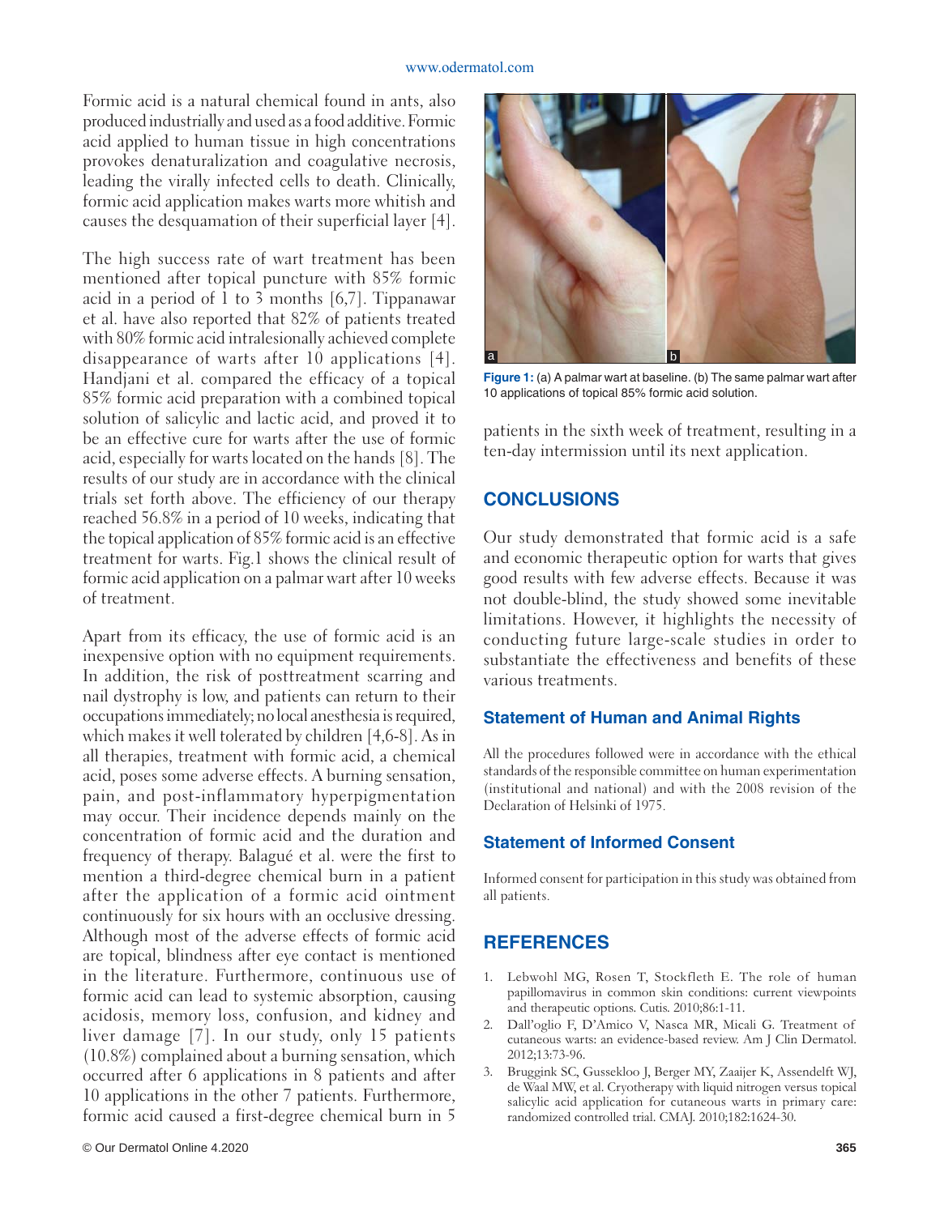Formic acid is a natural chemical found in ants, also produced industrially and used as a food additive. Formic acid applied to human tissue in high concentrations provokes denaturalization and coagulative necrosis, leading the virally infected cells to death. Clinically, formic acid application makes warts more whitish and causes the desquamation of their superficial layer [4].

The high success rate of wart treatment has been mentioned after topical puncture with 85% formic acid in a period of 1 to 3 months [6,7]. Tippanawar et al. have also reported that 82% of patients treated with 80% formic acid intralesionally achieved complete disappearance of warts after 10 applications [4]. Handjani et al. compared the efficacy of a topical 85% formic acid preparation with a combined topical solution of salicylic and lactic acid, and proved it to be an effective cure for warts after the use of formic acid, especially for warts located on the hands [8]. The results of our study are in accordance with the clinical trials set forth above. The efficiency of our therapy reached 56.8% in a period of 10 weeks, indicating that the topical application of 85% formic acid is an effective treatment for warts. Fig.1 shows the clinical result of formic acid application on a palmar wart after 10 weeks of treatment.

Apart from its efficacy, the use of formic acid is an inexpensive option with no equipment requirements. In addition, the risk of posttreatment scarring and nail dystrophy is low, and patients can return to their occupations immediately; no local anesthesia is required, which makes it well tolerated by children [4,6-8]. As in all therapies, treatment with formic acid, a chemical acid, poses some adverse effects. A burning sensation, pain, and post-inflammatory hyperpigmentation may occur. Their incidence depends mainly on the concentration of formic acid and the duration and frequency of therapy. Balagué et al. were the first to mention a third-degree chemical burn in a patient after the application of a formic acid ointment continuously for six hours with an occlusive dressing. Although most of the adverse effects of formic acid are topical, blindness after eye contact is mentioned in the literature. Furthermore, continuous use of formic acid can lead to systemic absorption, causing acidosis, memory loss, confusion, and kidney and liver damage [7]. In our study, only 15 patients (10.8%) complained about a burning sensation, which occurred after 6 applications in 8 patients and after 10 applications in the other 7 patients. Furthermore, formic acid caused a first-degree chemical burn in 5 patients in the sixth week of treatment, resulting in a ten-day intermission until its next application.

**Figure 1:** (a) A palmar wart at baseline. (b) The same palmar wart after 10 applications of topical 85% formic acid solution.

## CONCLUSIONS

Our study demonstrated that formic acid is a safe and economic therapeutic option for warts that gives good results with few adverse effects. Because it was not double-blind, the study showed some inevitable limitations. However, it highlights the necessity of conducting future large-scale studies in order to substantiate the effectiveness and benefits of these various treatments.

### Statement of Human and Animal Rights

All the procedures followed were in accordance with the ethical standards of the responsible committee on human experimentation (institutional and national) and with the 2008 revision of the Declaration of Helsinki of 1975.

### Statement of Informed Consent

Informed consent for participation in this study was obtained from all patients.

## REFERENCES

1. Lebwohl MG, Rosen T, Stockfleth E. The role of human papillomavirus in common skin conditions: current viewpoints and therapeutic options. Cutis. 2010;86:1-11.
2. Dall'oglio F, D'Amico V, Nasca MR, Micali G. Treatment of cutaneous warts: an evidence-based review. Am J Clin Dermatol. 2012;13:73-96.
3. Bruggink SC, Gussekloo J, Berger MY, Zaaijer K, Assendelft WJ, de Waal MW, et al. Cryotherapy with liquid nitrogen versus topical salicylic acid application for cutaneous warts in primary care: randomized controlled trial. CMAJ. 2010;182:1624-30.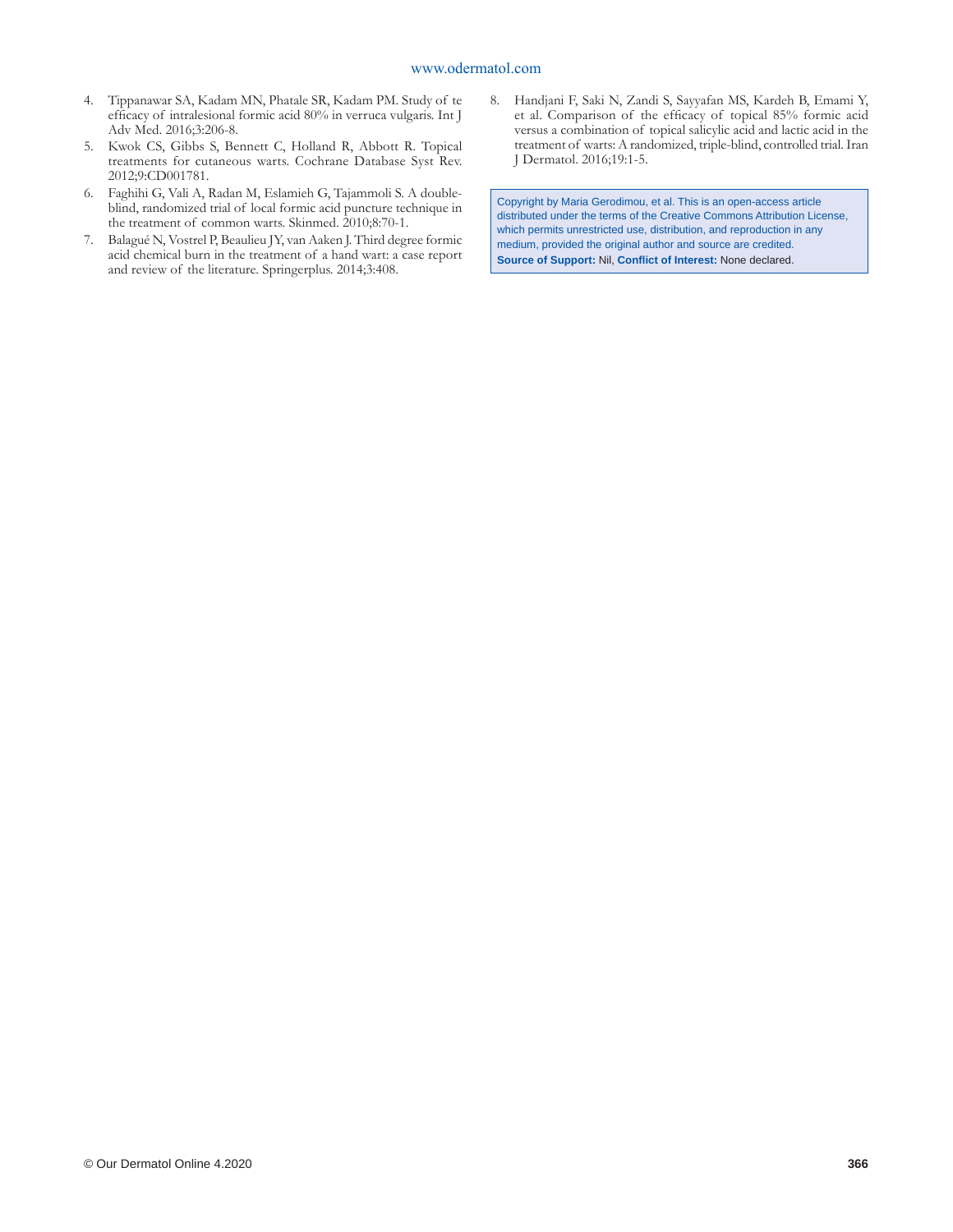4. Tippanawar SA, Kadam MN, Phatale SR, Kadam PM. Study of te efficacy of intralesional formic acid 80% in verruca vulgaris. Int J Adv Med. 2016;3:206-8.
5. Kwok CS, Gibbs S, Bennett C, Holland R, Abbott R. Topical treatments for cutaneous warts. Cochrane Database Syst Rev. 2012;9:CD001781.
6. Faghihi G, Vali A, Radan M, Eslamieh G, Tajammoli S. A double-blind, randomized trial of local formic acid puncture technique in the treatment of common warts. Skinmed. 2010;8:70-1.
7. Balagué N, Vostrel P, Beaulieu JY, van Aaken J. Third degree formic acid chemical burn in the treatment of a hand wart: a case report and review of the literature. Springerplus. 2014;3:408.
8. Handjani F, Saki N, Zandi S, Sayyafan MS, Kardeh B, Emami Y, et al. Comparison of the efficacy of topical 85% formic acid versus a combination of topical salicylic acid and lactic acid in the treatment of warts: A randomized, triple-blind, controlled trial. Iran J Dermatol. 2016;19:1-5.

Copyright by Maria Gerodimou, et al. This is an open-access article distributed under the terms of the Creative Commons Attribution License, which permits unrestricted use, distribution, and reproduction in any medium, provided the original author and source are credited.
**Source of Support:** Nil, **Conflict of Interest:** None declared.